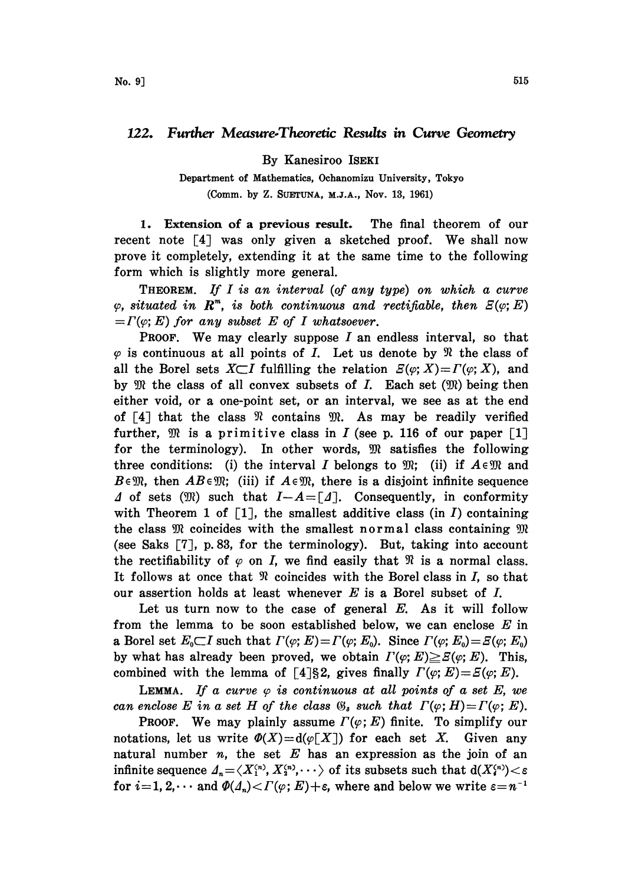# 122. Further Measure-Theoretic Results in Curve Geometry

By Kanesiroo ISEKI

Department of Mathematics, Ochanomizu University, Tokyo

(Comm. by Z. SUETUNA, M.J.A., Nov. 13, 1961)

**1. Extension of a previous result.** The final theorem of our recent note [4] was only given a sketched proof. We shall now prove it completely, extending it at the same time to the following form which is slightly more general.

THEOREM. *If $I$ is an interval (of any type) on which a curve $\varphi$, situated in $\boldsymbol{R}^m$, is both continuous and rectifiable, then $\Xi(\varphi; E) = \Gamma(\varphi; E)$ for any subset $E$ of $I$ whatsoever.*

PROOF. We may clearly suppose $I$ an endless interval, so that $\varphi$ is continuous at all points of $I$. Let us denote by $\mathfrak{N}$ the class of all the Borel sets $X \subset I$ fulfilling the relation $\Xi(\varphi; X) = \Gamma(\varphi; X)$, and by $\mathfrak{M}$ the class of all convex subsets of $I$. Each set $(\mathfrak{M})$ being then either void, or a one-point set, or an interval, we see as at the end of [4] that the class $\mathfrak{N}$ contains $\mathfrak{M}$. As may be readily verified further, $\mathfrak{M}$ is a primitive class in $I$ (see p. 116 of our paper [1] for the terminology). In other words, $\mathfrak{M}$ satisfies the following three conditions: (i) the interval $I$ belongs to $\mathfrak{M}$; (ii) if $A \in \mathfrak{M}$ and $B \in \mathfrak{M}$, then $AB \in \mathfrak{M}$; (iii) if $A \in \mathfrak{M}$, there is a disjoint infinite sequence $\varDelta$ of sets $(\mathfrak{M})$ such that $I - A = [\varDelta]$. Consequently, in conformity with Theorem 1 of [1], the smallest additive class (in $I$) containing the class $\mathfrak{M}$ coincides with the smallest normal class containing $\mathfrak{M}$ (see Saks [7], p. 83, for the terminology). But, taking into account the rectifiability of $\varphi$ on $I$, we find easily that $\mathfrak{N}$ is a normal class. It follows at once that $\mathfrak{N}$ coincides with the Borel class in $I$, so that our assertion holds at least whenever $E$ is a Borel subset of $I$.

Let us turn now to the case of general $E$. As it will follow from the lemma to be soon established below, we can enclose $E$ in a Borel set $E_0 \subset I$ such that $\Gamma(\varphi; E) = \Gamma(\varphi; E_0)$. Since $\Gamma(\varphi; E_0) = \Xi(\varphi; E_0)$ by what has already been proved, we obtain $\Gamma(\varphi; E) \geqq \Xi(\varphi; E)$. This, combined with the lemma of [4]§2, gives finally $\Gamma(\varphi; E) = \Xi(\varphi; E)$.

LEMMA. *If a curve $\varphi$ is continuous at all points of a set $E$, we can enclose $E$ in a set $H$ of the class $\mathfrak{G}_\delta$ such that $\Gamma(\varphi; H) = \Gamma(\varphi; E)$.*

PROOF. We may plainly assume $\Gamma(\varphi; E)$ finite. To simplify our notations, let us write $\Phi(X) = \mathrm{d}(\varphi[X])$ for each set $X$. Given any natural number $n$, the set $E$ has an expression as the join of an infinite sequence $\varDelta_n = \langle X_1^{(n)}, X_2^{(n)}, \cdots \rangle$ of its subsets such that $\mathrm{d}(X_i^{(n)}) < \varepsilon$ for $i = 1, 2, \cdots$ and $\Phi(\varDelta_n) < \Gamma(\varphi; E) + \varepsilon$, where and below we write $\varepsilon = n^{-1}$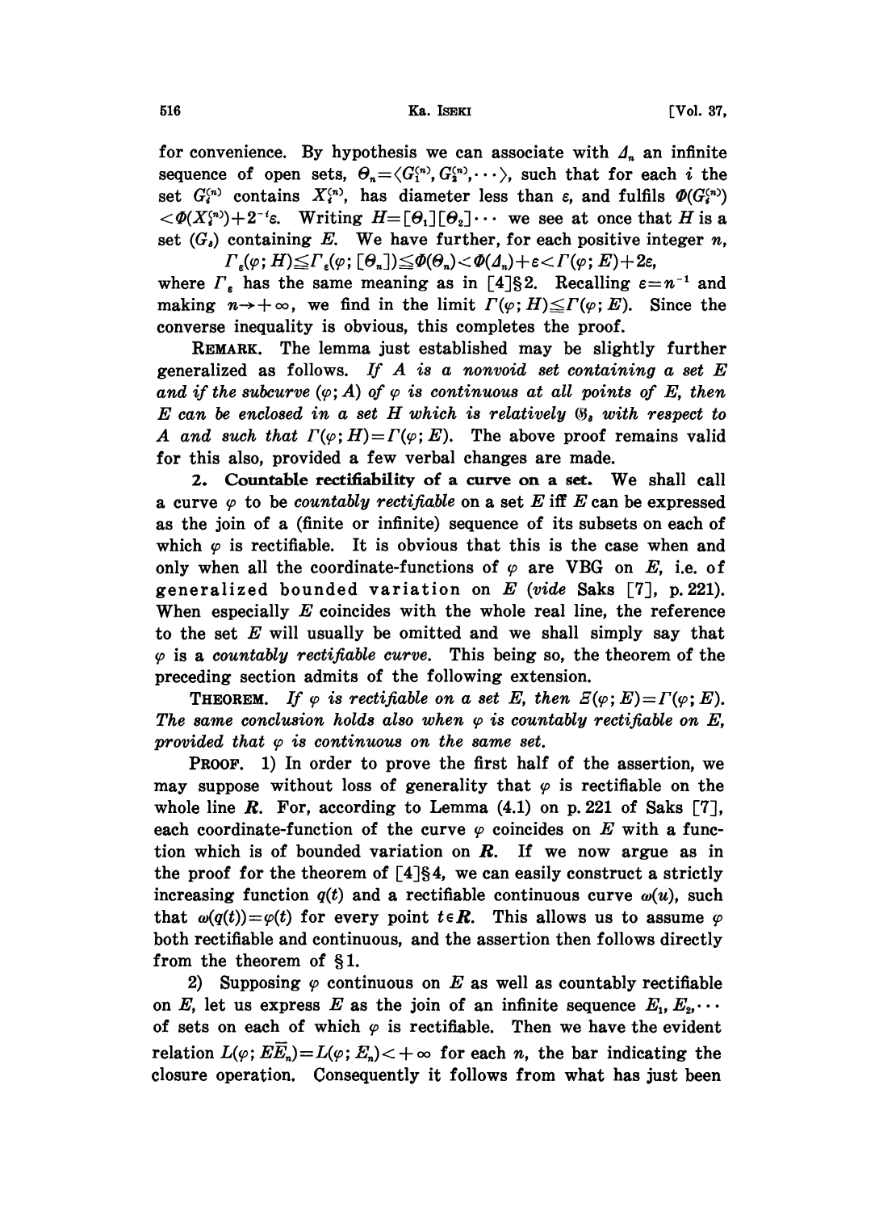for convenience. By hypothesis we can associate with $\Delta_n$ an infinite sequence of open sets, $\Theta_n = \langle G_1^{(n)}, G_2^{(n)}, \cdots \rangle$, such that for each $i$ the set $G_i^{(n)}$ contains $X_i^{(n)}$, has diameter less than $\varepsilon$, and fulfils $\Phi(G_i^{(n)}) < \Phi(X_i^{(n)}) + 2^{-i}\varepsilon$. Writing $H = [\Theta_1][\Theta_2]\cdots$ we see at once that $H$ is a set $(G_\delta)$ containing $E$. We have further, for each positive integer $n$,

$$\Gamma_\varepsilon(\varphi; H) \leqq \Gamma_\varepsilon(\varphi; [\Theta_n]) \leqq \Phi(\Theta_n) < \Phi(\Delta_n) + \varepsilon < \Gamma(\varphi; E) + 2\varepsilon,$$

where $\Gamma_\varepsilon$ has the same meaning as in [4]§2. Recalling $\varepsilon = n^{-1}$ and making $n \to +\infty$, we find in the limit $\Gamma(\varphi; H) \leqq \Gamma(\varphi; E)$. Since the converse inequality is obvious, this completes the proof.

**Remark.** The lemma just established may be slightly further generalized as follows. *If $A$ is a nonvoid set containing a set $E$ and if the subcurve $(\varphi; A)$ of $\varphi$ is continuous at all points of $E$, then $E$ can be enclosed in a set $H$ which is relatively $\mathfrak{G}_\delta$ with respect to $A$ and such that $\Gamma(\varphi; H) = \Gamma(\varphi; E)$.* The above proof remains valid for this also, provided a few verbal changes are made.

**2. Countable rectifiability of a curve on a set.** We shall call a curve $\varphi$ to be *countably rectifiable* on a set $E$ iff $E$ can be expressed as the join of a (finite or infinite) sequence of its subsets on each of which $\varphi$ is rectifiable. It is obvious that this is the case when and only when all the coordinate-functions of $\varphi$ are VBG on $E$, i.e. of g e n e r a l i z e d b o u n d e d v a r i a t i o n on $E$ (*vide* Saks [7], p. 221). When especially $E$ coincides with the whole real line, the reference to the set $E$ will usually be omitted and we shall simply say that $\varphi$ is a *countably rectifiable curve*. This being so, the theorem of the preceding section admits of the following extension.

**Theorem.** *If $\varphi$ is rectifiable on a set $E$, then $\Xi(\varphi; E) = \Gamma(\varphi; E)$. The same conclusion holds also when $\varphi$ is countably rectifiable on $E$, provided that $\varphi$ is continuous on the same set.*

**Proof.** 1) In order to prove the first half of the assertion, we may suppose without loss of generality that $\varphi$ is rectifiable on the whole line $\boldsymbol{R}$. For, according to Lemma (4.1) on p. 221 of Saks [7], each coordinate-function of the curve $\varphi$ coincides on $E$ with a function which is of bounded variation on $\boldsymbol{R}$. If we now argue as in the proof for the theorem of [4]§4, we can easily construct a strictly increasing function $q(t)$ and a rectifiable continuous curve $\omega(u)$, such that $\omega(q(t)) = \varphi(t)$ for every point $t \in \boldsymbol{R}$. This allows us to assume $\varphi$ both rectifiable and continuous, and the assertion then follows directly from the theorem of §1.

2) Supposing $\varphi$ continuous on $E$ as well as countably rectifiable on $E$, let us express $E$ as the join of an infinite sequence $E_1, E_2, \cdots$ of sets on each of which $\varphi$ is rectifiable. Then we have the evident relation $L(\varphi; E\overline{E}_n) = L(\varphi; E_n) < +\infty$ for each $n$, the bar indicating the closure operation. Consequently it follows from what has just been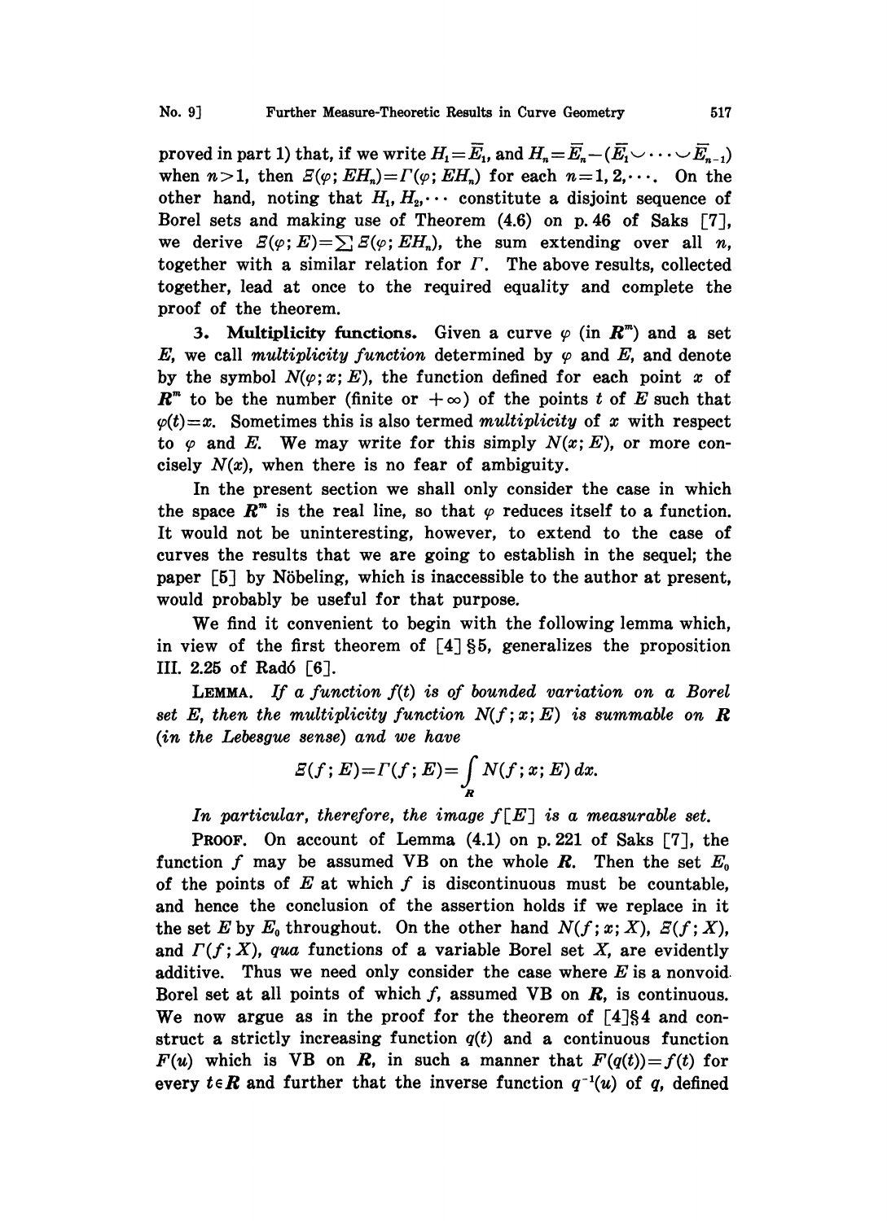proved in part 1) that, if we write $H_1=\overline{E}_1$, and $H_n=\overline{E}_n-(\overline{E}_1\smile\cdots\smile\overline{E}_{n-1})$ when $n>1$, then $\Xi(\varphi; EH_n)=\Gamma(\varphi; EH_n)$ for each $n=1,2,\cdots$. On the other hand, noting that $H_1, H_2,\cdots$ constitute a disjoint sequence of Borel sets and making use of Theorem (4.6) on p. 46 of Saks [7], we derive $\Xi(\varphi; E)=\sum\Xi(\varphi; EH_n)$, the sum extending over all $n$, together with a similar relation for $\Gamma$. The above results, collected together, lead at once to the required equality and complete the proof of the theorem.

**3. Multiplicity functions.** Given a curve $\varphi$ (in $\boldsymbol{R}^m$) and a set $E$, we call *multiplicity function* determined by $\varphi$ and $E$, and denote by the symbol $N(\varphi; x; E)$, the function defined for each point $x$ of $\boldsymbol{R}^m$ to be the number (finite or $+\infty$) of the points $t$ of $E$ such that $\varphi(t)=x$. Sometimes this is also termed *multiplicity* of $x$ with respect to $\varphi$ and $E$. We may write for this simply $N(x; E)$, or more concisely $N(x)$, when there is no fear of ambiguity.

In the present section we shall only consider the case in which the space $\boldsymbol{R}^m$ is the real line, so that $\varphi$ reduces itself to a function. It would not be uninteresting, however, to extend to the case of curves the results that we are going to establish in the sequel; the paper [5] by Nöbeling, which is inaccessible to the author at present, would probably be useful for that purpose.

We find it convenient to begin with the following lemma which, in view of the first theorem of [4] §5, generalizes the proposition III. 2.25 of Radó [6].

**Lemma.** *If a function $f(t)$ is of bounded variation on a Borel set $E$, then the multiplicity function $N(f; x; E)$ is summable on $\boldsymbol{R}$ (in the Lebesgue sense) and we have*

$$\Xi(f; E)=\Gamma(f; E)=\int_{\boldsymbol{R}} N(f; x; E)\,dx.$$

*In particular, therefore, the image $f[E]$ is a measurable set.*

**Proof.** On account of Lemma (4.1) on p. 221 of Saks [7], the function $f$ may be assumed VB on the whole $\boldsymbol{R}$. Then the set $E_0$ of the points of $E$ at which $f$ is discontinuous must be countable, and hence the conclusion of the assertion holds if we replace in it the set $E$ by $E_0$ throughout. On the other hand $N(f; x; X)$, $\Xi(f; X)$, and $\Gamma(f; X)$, *qua* functions of a variable Borel set $X$, are evidently additive. Thus we need only consider the case where $E$ is a nonvoid Borel set at all points of which $f$, assumed VB on $\boldsymbol{R}$, is continuous. We now argue as in the proof for the theorem of [4]§4 and construct a strictly increasing function $q(t)$ and a continuous function $F(u)$ which is VB on $\boldsymbol{R}$, in such a manner that $F(q(t))=f(t)$ for every $t\in\boldsymbol{R}$ and further that the inverse function $q^{-1}(u)$ of $q$, defined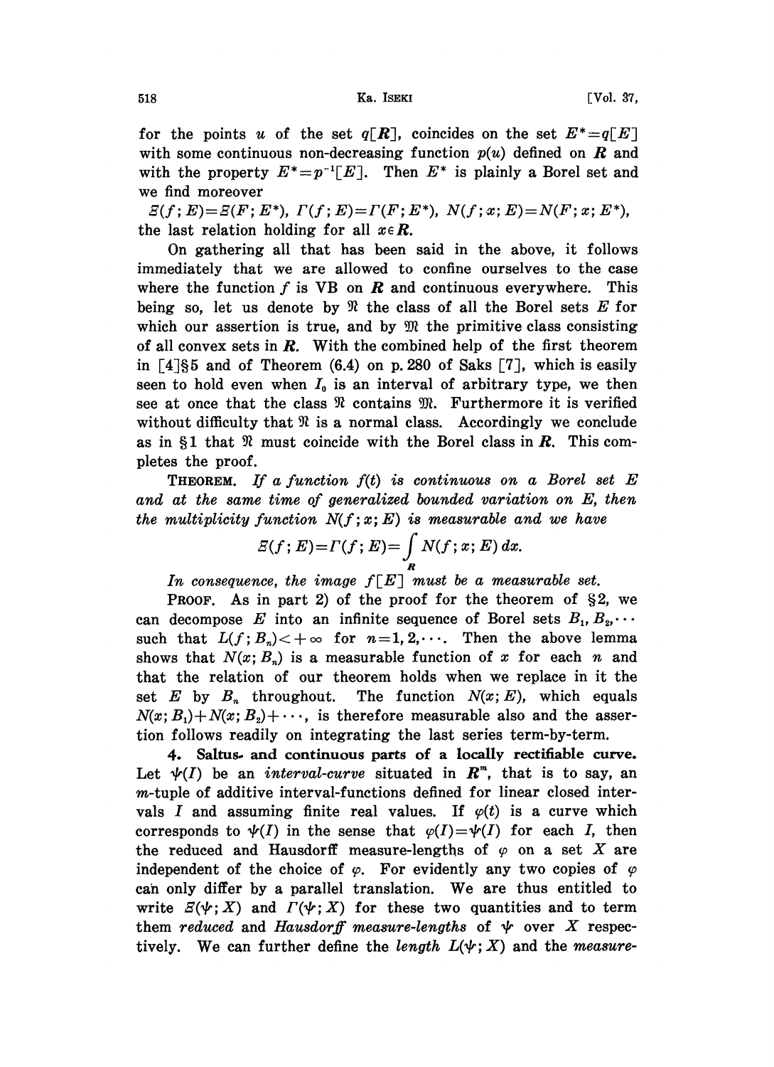for the points $u$ of the set $q[\boldsymbol{R}]$, coincides on the set $E^*=q[E]$ with some continuous non-decreasing function $p(u)$ defined on $\boldsymbol{R}$ and with the property $E^*=p^{-1}[E]$. Then $E^*$ is plainly a Borel set and we find moreover

$\Xi(f;E)=\Xi(F;E^*)$, $\Gamma(f;E)=\Gamma(F;E^*)$, $N(f;x;E)=N(F;x;E^*)$, the last relation holding for all $x \in \boldsymbol{R}$.

On gathering all that has been said in the above, it follows immediately that we are allowed to confine ourselves to the case where the function $f$ is VB on $\boldsymbol{R}$ and continuous everywhere. This being so, let us denote by $\mathfrak{N}$ the class of all the Borel sets $E$ for which our assertion is true, and by $\mathfrak{M}$ the primitive class consisting of all convex sets in $\boldsymbol{R}$. With the combined help of the first theorem in [4]§5 and of Theorem (6.4) on p. 280 of Saks [7], which is easily seen to hold even when $I_0$ is an interval of arbitrary type, we then see at once that the class $\mathfrak{N}$ contains $\mathfrak{M}$. Furthermore it is verified without difficulty that $\mathfrak{N}$ is a normal class. Accordingly we conclude as in §1 that $\mathfrak{N}$ must coincide with the Borel class in $\boldsymbol{R}$. This completes the proof.

**Theorem.** *If a function $f(t)$ is continuous on a Borel set $E$ and at the same time of generalized bounded variation on $E$, then the multiplicity function $N(f;x;E)$ is measurable and we have*

$$\Xi(f;E)=\Gamma(f;E)=\int_{\boldsymbol{R}} N(f;x;E)\,dx.$$

*In consequence, the image $f[E]$ must be a measurable set.*

**Proof.** As in part 2) of the proof for the theorem of §2, we can decompose $E$ into an infinite sequence of Borel sets $B_1, B_2, \cdots$ such that $L(f;B_n)<+\infty$ for $n=1,2,\cdots$. Then the above lemma shows that $N(x;B_n)$ is a measurable function of $x$ for each $n$ and that the relation of our theorem holds when we replace in it the set $E$ by $B_n$ throughout. The function $N(x;E)$, which equals $N(x;B_1)+N(x;B_2)+\cdots$, is therefore measurable also and the assertion follows readily on integrating the last series term-by-term.

## 4. Saltus- and continuous parts of a locally rectifiable curve.

Let $\psi(I)$ be an *interval-curve* situated in $\boldsymbol{R}^m$, that is to say, an $m$-tuple of additive interval-functions defined for linear closed intervals $I$ and assuming finite real values. If $\varphi(t)$ is a curve which corresponds to $\psi(I)$ in the sense that $\varphi(I)=\psi(I)$ for each $I$, then the reduced and Hausdorff measure-lengths of $\varphi$ on a set $X$ are independent of the choice of $\varphi$. For evidently any two copies of $\varphi$ can only differ by a parallel translation. We are thus entitled to write $\Xi(\psi;X)$ and $\Gamma(\psi;X)$ for these two quantities and to term them *reduced* and *Hausdorff measure-lengths* of $\psi$ over $X$ respectively. We can further define the *length* $L(\psi;X)$ and the *measure-*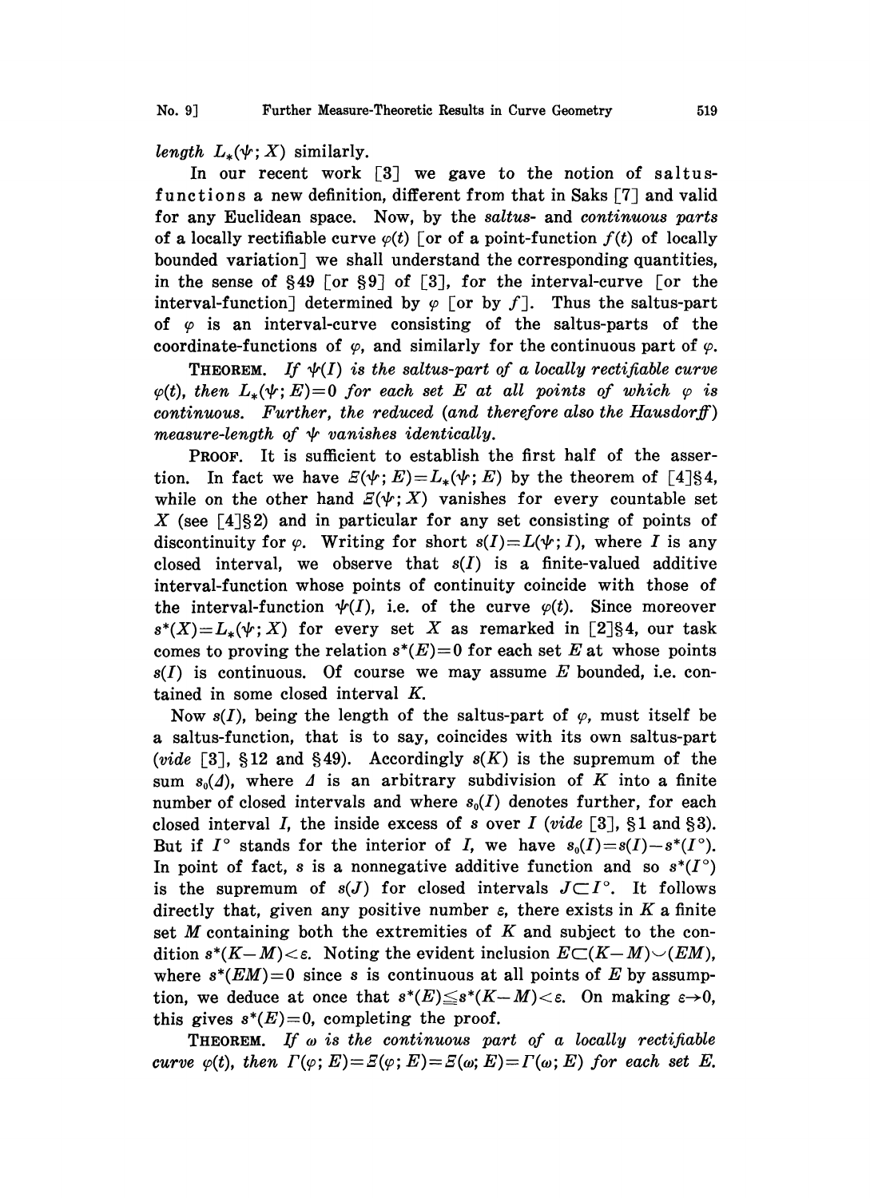*length* $L_*(\psi; X)$ similarly.

In our recent work [3] we gave to the notion of **saltus-functions** a new definition, different from that in Saks [7] and valid for any Euclidean space. Now, by the *saltus-* and *continuous parts* of a locally rectifiable curve $\varphi(t)$ [or of a point-function $f(t)$ of locally bounded variation] we shall understand the corresponding quantities, in the sense of §49 [or §9] of [3], for the interval-curve [or the interval-function] determined by $\varphi$ [or by $f$]. Thus the saltus-part of $\varphi$ is an interval-curve consisting of the saltus-parts of the coordinate-functions of $\varphi$, and similarly for the continuous part of $\varphi$.

**THEOREM.** *If $\psi(I)$ is the saltus-part of a locally rectifiable curve $\varphi(t)$, then $L_*(\psi; E)=0$ for each set $E$ at all points of which $\varphi$ is continuous. Further, the reduced (and therefore also the Hausdorff) measure-length of $\psi$ vanishes identically.*

**PROOF.** It is sufficient to establish the first half of the assertion. In fact we have $\Xi(\psi; E)=L_*(\psi; E)$ by the theorem of [4]§4, while on the other hand $\Xi(\psi; X)$ vanishes for every countable set $X$ (see [4]§2) and in particular for any set consisting of points of discontinuity for $\varphi$. Writing for short $s(I)=L(\psi; I)$, where $I$ is any closed interval, we observe that $s(I)$ is a finite-valued additive interval-function whose points of continuity coincide with those of the interval-function $\psi(I)$, i.e. of the curve $\varphi(t)$. Since moreover $s^*(X)=L_*(\psi; X)$ for every set $X$ as remarked in [2]§4, our task comes to proving the relation $s^*(E)=0$ for each set $E$ at whose points $s(I)$ is continuous. Of course we may assume $E$ bounded, i.e. contained in some closed interval $K$.

Now $s(I)$, being the length of the saltus-part of $\varphi$, must itself be a saltus-function, that is to say, coincides with its own saltus-part (*vide* [3], §12 and §49). Accordingly $s(K)$ is the supremum of the sum $s_0(\Delta)$, where $\Delta$ is an arbitrary subdivision of $K$ into a finite number of closed intervals and where $s_0(I)$ denotes further, for each closed interval $I$, the inside excess of $s$ over $I$ (*vide* [3], §1 and §3). But if $I^\circ$ stands for the interior of $I$, we have $s_0(I)=s(I)-s^*(I^\circ)$. In point of fact, $s$ is a nonnegative additive function and so $s^*(I^\circ)$ is the supremum of $s(J)$ for closed intervals $J\subset I^\circ$. It follows directly that, given any positive number $\varepsilon$, there exists in $K$ a finite set $M$ containing both the extremities of $K$ and subject to the condition $s^*(K-M)<\varepsilon$. Noting the evident inclusion $E\subset(K-M)\smile(EM)$, where $s^*(EM)=0$ since $s$ is continuous at all points of $E$ by assumption, we deduce at once that $s^*(E)\leq s^*(K-M)<\varepsilon$. On making $\varepsilon\to 0$, this gives $s^*(E)=0$, completing the proof.

**THEOREM.** *If $\omega$ is the continuous part of a locally rectifiable curve $\varphi(t)$, then $\Gamma(\varphi; E)=\Xi(\varphi; E)=\Xi(\omega; E)=\Gamma(\omega; E)$ for each set $E$.*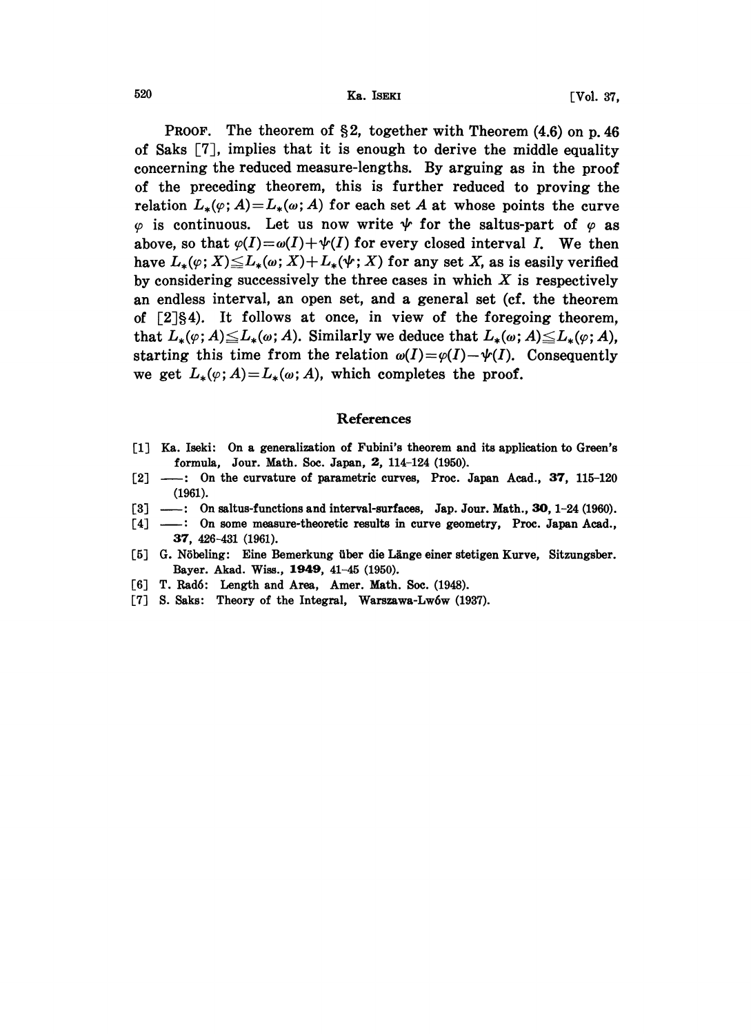PROOF. The theorem of §2, together with Theorem (4.6) on p. 46 of Saks [7], implies that it is enough to derive the middle equality concerning the reduced measure-lengths. By arguing as in the proof of the preceding theorem, this is further reduced to proving the relation $L_*(\varphi; A)=L_*(\omega; A)$ for each set $A$ at whose points the curve $\varphi$ is continuous. Let us now write $\psi$ for the saltus-part of $\varphi$ as above, so that $\varphi(I)=\omega(I)+\psi(I)$ for every closed interval $I$. We then have $L_*(\varphi; X)\leqq L_*(\omega; X)+L_*(\psi; X)$ for any set $X$, as is easily verified by considering successively the three cases in which $X$ is respectively an endless interval, an open set, and a general set (cf. the theorem of [2]§4). It follows at once, in view of the foregoing theorem, that $L_*(\varphi; A)\leqq L_*(\omega; A)$. Similarly we deduce that $L_*(\omega; A)\leqq L_*(\varphi; A)$, starting this time from the relation $\omega(I)=\varphi(I)-\psi(I)$. Consequently we get $L_*(\varphi; A)=L_*(\omega; A)$, which completes the proof.

## References

[1] Ka. Iseki: On a generalization of Fubini's theorem and its application to Green's formula, Jour. Math. Soc. Japan, **2**, 114–124 (1950).

[2] ——: On the curvature of parametric curves, Proc. Japan Acad., **37**, 115–120 (1961).

[3] ——: On saltus-functions and interval-surfaces, Jap. Jour. Math., **30**, 1–24 (1960).

[4] ——: On some measure-theoretic results in curve geometry, Proc. Japan Acad., **37**, 426–431 (1961).

[5] G. Nöbeling: Eine Bemerkung über die Länge einer stetigen Kurve, Sitzungsber. Bayer. Akad. Wiss., **1949**, 41–45 (1950).

[6] T. Radó: Length and Area, Amer. Math. Soc. (1948).

[7] S. Saks: Theory of the Integral, Warszawa-Lwów (1937).